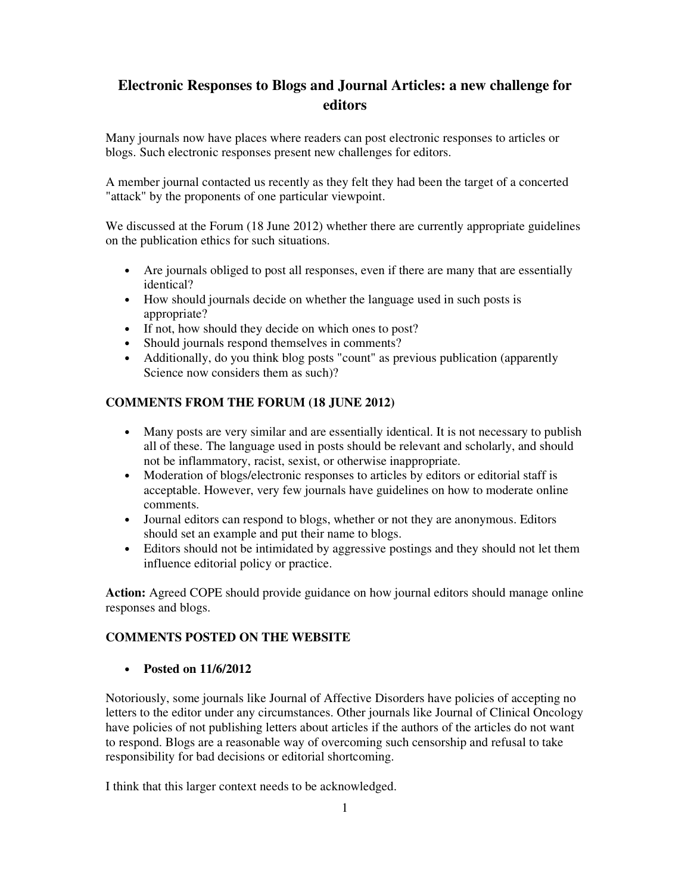# Electronic Responses to Blogs and Journal Articles: a new challenge for editors

Many journals now have places where readers can post electronic responses to articles or blogs. Such electronic responses present new challenges for editors.

A member journal contacted us recently as they felt they had been the target of a concerted "attack" by the proponents of one particular viewpoint.

We discussed at the Forum (18 June 2012) whether there are currently appropriate guidelines on the publication ethics for such situations.

- Are journals obliged to post all responses, even if there are many that are essentially identical?
- How should journals decide on whether the language used in such posts is appropriate?
- If not, how should they decide on which ones to post?
- Should journals respond themselves in comments?
- Additionally, do you think blog posts "count" as previous publication (apparently Science now considers them as such)?

## COMMENTS FROM THE FORUM (18 JUNE 2012)

- Many posts are very similar and are essentially identical. It is not necessary to publish all of these. The language used in posts should be relevant and scholarly, and should not be inflammatory, racist, sexist, or otherwise inappropriate.
- Moderation of blogs/electronic responses to articles by editors or editorial staff is acceptable. However, very few journals have guidelines on how to moderate online comments.
- Journal editors can respond to blogs, whether or not they are anonymous. Editors should set an example and put their name to blogs.
- Editors should not be intimidated by aggressive postings and they should not let them influence editorial policy or practice.

**Action:** Agreed COPE should provide guidance on how journal editors should manage online responses and blogs.

## COMMENTS POSTED ON THE WEBSITE

- **Posted on 11/6/2012**

Notoriously, some journals like Journal of Affective Disorders have policies of accepting no letters to the editor under any circumstances. Other journals like Journal of Clinical Oncology have policies of not publishing letters about articles if the authors of the articles do not want to respond. Blogs are a reasonable way of overcoming such censorship and refusal to take responsibility for bad decisions or editorial shortcoming.

I think that this larger context needs to be acknowledged.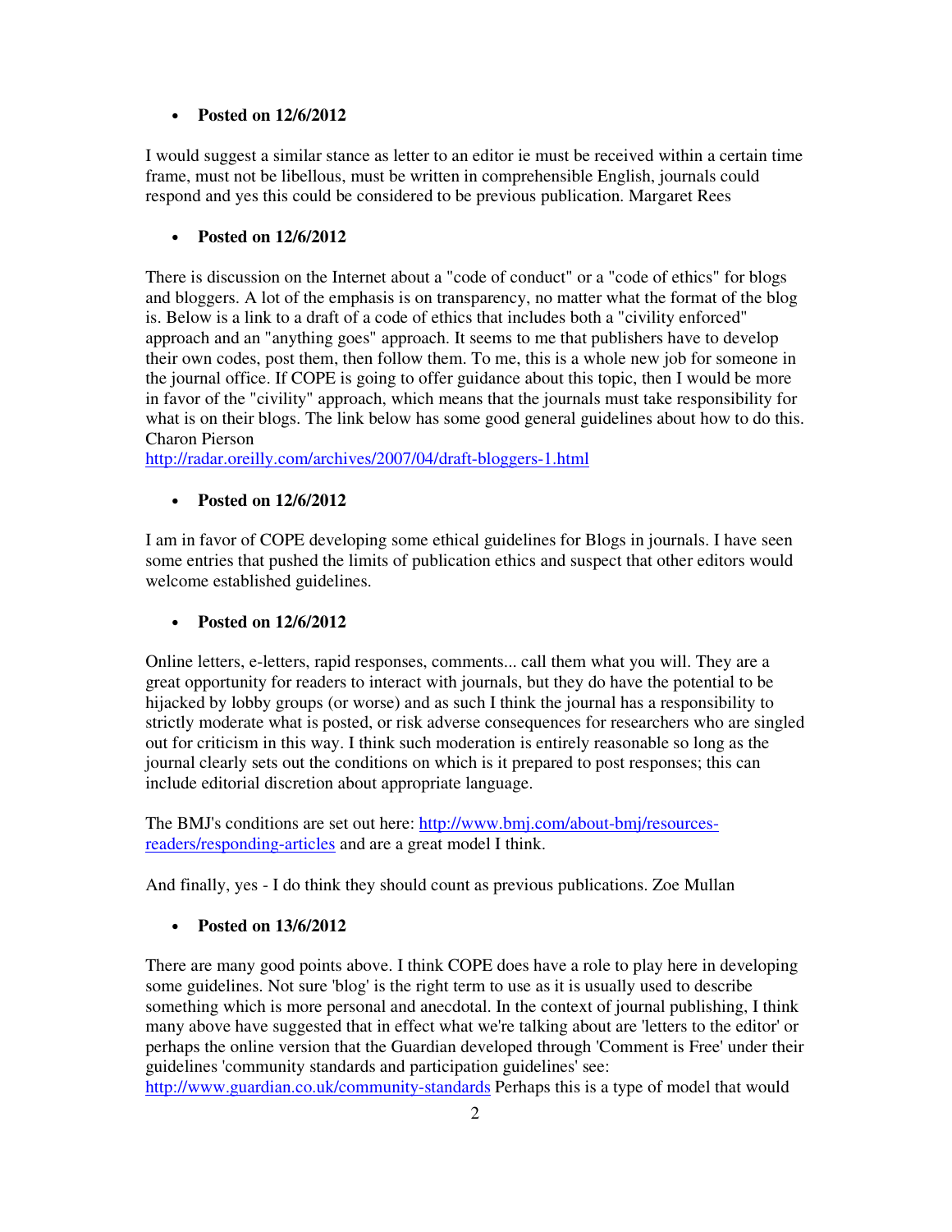- **Posted on 12/6/2012**

I would suggest a similar stance as letter to an editor ie must be received within a certain time frame, must not be libellous, must be written in comprehensible English, journals could respond and yes this could be considered to be previous publication. Margaret Rees

- **Posted on 12/6/2012**

There is discussion on the Internet about a "code of conduct" or a "code of ethics" for blogs and bloggers. A lot of the emphasis is on transparency, no matter what the format of the blog is. Below is a link to a draft of a code of ethics that includes both a "civility enforced" approach and an "anything goes" approach. It seems to me that publishers have to develop their own codes, post them, then follow them. To me, this is a whole new job for someone in the journal office. If COPE is going to offer guidance about this topic, then I would be more in favor of the "civility" approach, which means that the journals must take responsibility for what is on their blogs. The link below has some good general guidelines about how to do this. Charon Pierson
http://radar.oreilly.com/archives/2007/04/draft-bloggers-1.html

- **Posted on 12/6/2012**

I am in favor of COPE developing some ethical guidelines for Blogs in journals. I have seen some entries that pushed the limits of publication ethics and suspect that other editors would welcome established guidelines.

- **Posted on 12/6/2012**

Online letters, e-letters, rapid responses, comments... call them what you will. They are a great opportunity for readers to interact with journals, but they do have the potential to be hijacked by lobby groups (or worse) and as such I think the journal has a responsibility to strictly moderate what is posted, or risk adverse consequences for researchers who are singled out for criticism in this way. I think such moderation is entirely reasonable so long as the journal clearly sets out the conditions on which is it prepared to post responses; this can include editorial discretion about appropriate language.

The BMJ's conditions are set out here: http://www.bmj.com/about-bmj/resources-readers/responding-articles and are a great model I think.

And finally, yes - I do think they should count as previous publications. Zoe Mullan

- **Posted on 13/6/2012**

There are many good points above. I think COPE does have a role to play here in developing some guidelines. Not sure 'blog' is the right term to use as it is usually used to describe something which is more personal and anecdotal. In the context of journal publishing, I think many above have suggested that in effect what we're talking about are 'letters to the editor' or perhaps the online version that the Guardian developed through 'Comment is Free' under their guidelines 'community standards and participation guidelines' see: http://www.guardian.co.uk/community-standards Perhaps this is a type of model that would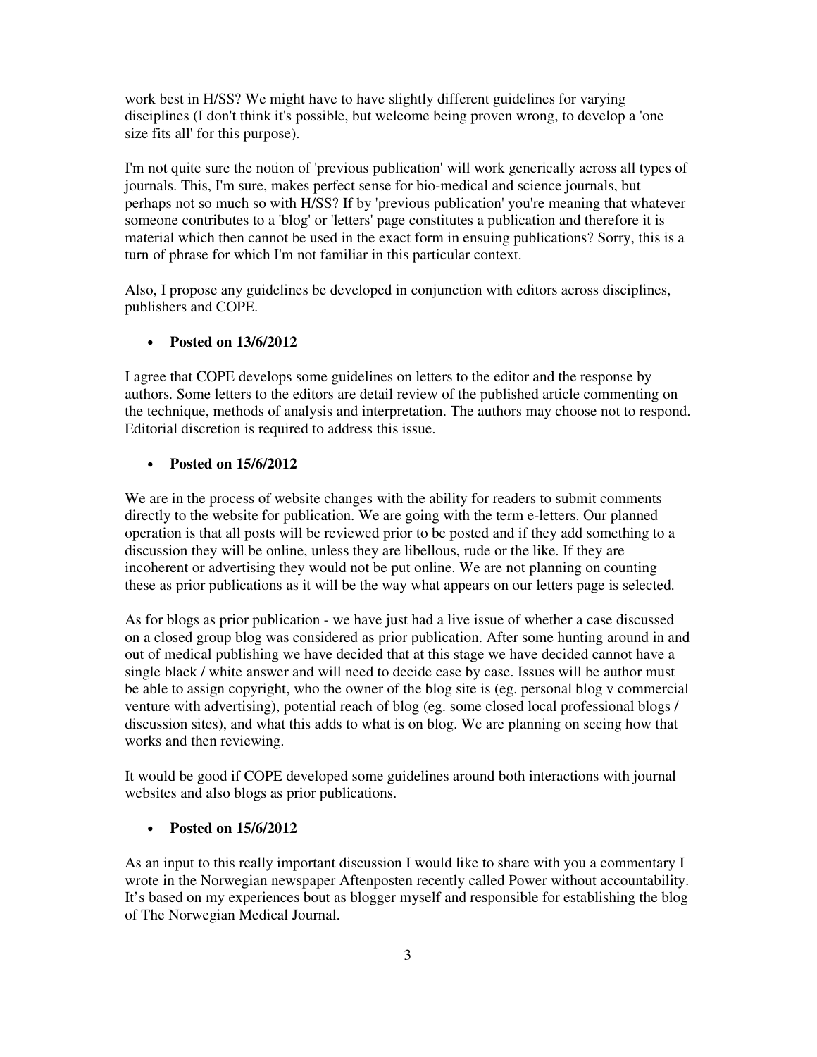work best in H/SS? We might have to have slightly different guidelines for varying disciplines (I don't think it's possible, but welcome being proven wrong, to develop a 'one size fits all' for this purpose).

I'm not quite sure the notion of 'previous publication' will work generically across all types of journals. This, I'm sure, makes perfect sense for bio-medical and science journals, but perhaps not so much so with H/SS? If by 'previous publication' you're meaning that whatever someone contributes to a 'blog' or 'letters' page constitutes a publication and therefore it is material which then cannot be used in the exact form in ensuing publications? Sorry, this is a turn of phrase for which I'm not familiar in this particular context.

Also, I propose any guidelines be developed in conjunction with editors across disciplines, publishers and COPE.

- **Posted on 13/6/2012**

I agree that COPE develops some guidelines on letters to the editor and the response by authors. Some letters to the editors are detail review of the published article commenting on the technique, methods of analysis and interpretation. The authors may choose not to respond. Editorial discretion is required to address this issue.

- **Posted on 15/6/2012**

We are in the process of website changes with the ability for readers to submit comments directly to the website for publication. We are going with the term e-letters. Our planned operation is that all posts will be reviewed prior to be posted and if they add something to a discussion they will be online, unless they are libellous, rude or the like. If they are incoherent or advertising they would not be put online. We are not planning on counting these as prior publications as it will be the way what appears on our letters page is selected.

As for blogs as prior publication - we have just had a live issue of whether a case discussed on a closed group blog was considered as prior publication. After some hunting around in and out of medical publishing we have decided that at this stage we have decided cannot have a single black / white answer and will need to decide case by case. Issues will be author must be able to assign copyright, who the owner of the blog site is (eg. personal blog v commercial venture with advertising), potential reach of blog (eg. some closed local professional blogs / discussion sites), and what this adds to what is on blog. We are planning on seeing how that works and then reviewing.

It would be good if COPE developed some guidelines around both interactions with journal websites and also blogs as prior publications.

- **Posted on 15/6/2012**

As an input to this really important discussion I would like to share with you a commentary I wrote in the Norwegian newspaper Aftenposten recently called Power without accountability. It's based on my experiences bout as blogger myself and responsible for establishing the blog of The Norwegian Medical Journal.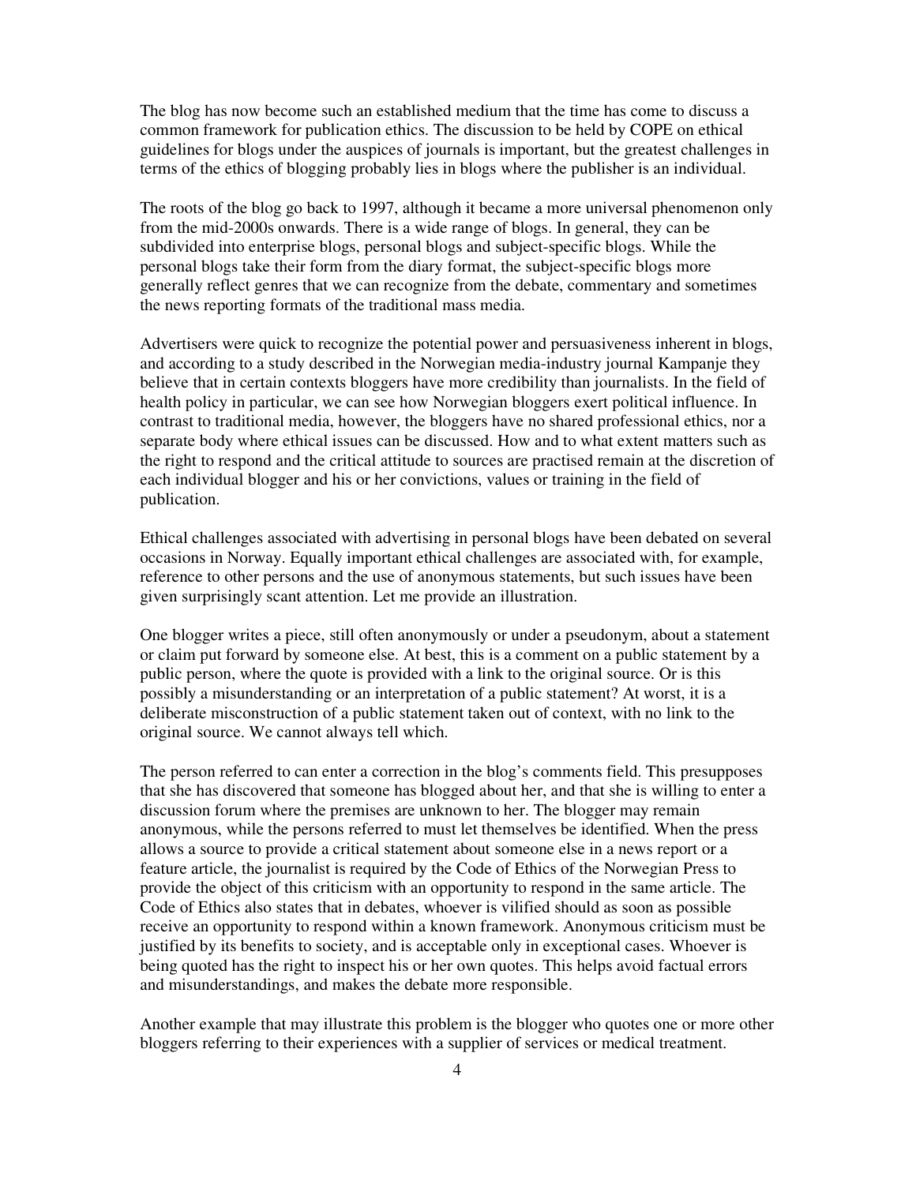The blog has now become such an established medium that the time has come to discuss a common framework for publication ethics. The discussion to be held by COPE on ethical guidelines for blogs under the auspices of journals is important, but the greatest challenges in terms of the ethics of blogging probably lies in blogs where the publisher is an individual.

The roots of the blog go back to 1997, although it became a more universal phenomenon only from the mid-2000s onwards. There is a wide range of blogs. In general, they can be subdivided into enterprise blogs, personal blogs and subject-specific blogs. While the personal blogs take their form from the diary format, the subject-specific blogs more generally reflect genres that we can recognize from the debate, commentary and sometimes the news reporting formats of the traditional mass media.

Advertisers were quick to recognize the potential power and persuasiveness inherent in blogs, and according to a study described in the Norwegian media-industry journal Kampanje they believe that in certain contexts bloggers have more credibility than journalists. In the field of health policy in particular, we can see how Norwegian bloggers exert political influence. In contrast to traditional media, however, the bloggers have no shared professional ethics, nor a separate body where ethical issues can be discussed. How and to what extent matters such as the right to respond and the critical attitude to sources are practised remain at the discretion of each individual blogger and his or her convictions, values or training in the field of publication.

Ethical challenges associated with advertising in personal blogs have been debated on several occasions in Norway. Equally important ethical challenges are associated with, for example, reference to other persons and the use of anonymous statements, but such issues have been given surprisingly scant attention. Let me provide an illustration.

One blogger writes a piece, still often anonymously or under a pseudonym, about a statement or claim put forward by someone else. At best, this is a comment on a public statement by a public person, where the quote is provided with a link to the original source. Or is this possibly a misunderstanding or an interpretation of a public statement? At worst, it is a deliberate misconstruction of a public statement taken out of context, with no link to the original source. We cannot always tell which.

The person referred to can enter a correction in the blog's comments field. This presupposes that she has discovered that someone has blogged about her, and that she is willing to enter a discussion forum where the premises are unknown to her. The blogger may remain anonymous, while the persons referred to must let themselves be identified. When the press allows a source to provide a critical statement about someone else in a news report or a feature article, the journalist is required by the Code of Ethics of the Norwegian Press to provide the object of this criticism with an opportunity to respond in the same article. The Code of Ethics also states that in debates, whoever is vilified should as soon as possible receive an opportunity to respond within a known framework. Anonymous criticism must be justified by its benefits to society, and is acceptable only in exceptional cases. Whoever is being quoted has the right to inspect his or her own quotes. This helps avoid factual errors and misunderstandings, and makes the debate more responsible.

Another example that may illustrate this problem is the blogger who quotes one or more other bloggers referring to their experiences with a supplier of services or medical treatment.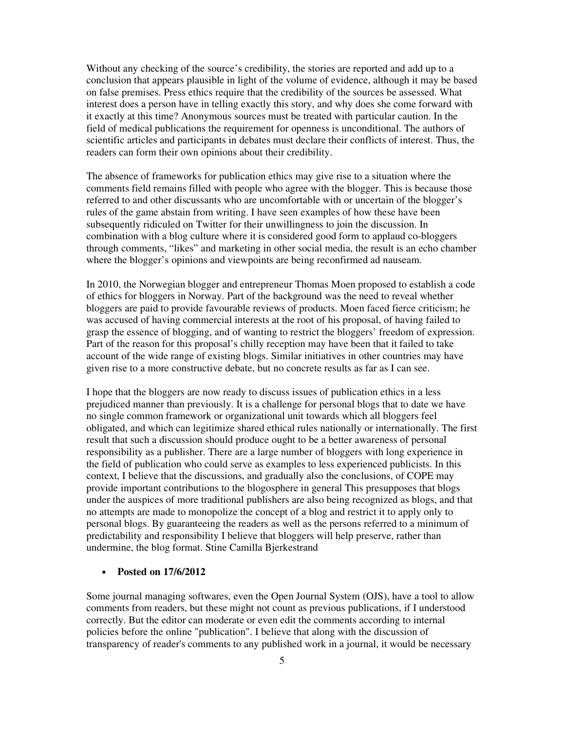Without any checking of the source's credibility, the stories are reported and add up to a conclusion that appears plausible in light of the volume of evidence, although it may be based on false premises. Press ethics require that the credibility of the sources be assessed. What interest does a person have in telling exactly this story, and why does she come forward with it exactly at this time? Anonymous sources must be treated with particular caution. In the field of medical publications the requirement for openness is unconditional. The authors of scientific articles and participants in debates must declare their conflicts of interest. Thus, the readers can form their own opinions about their credibility.

The absence of frameworks for publication ethics may give rise to a situation where the comments field remains filled with people who agree with the blogger. This is because those referred to and other discussants who are uncomfortable with or uncertain of the blogger's rules of the game abstain from writing. I have seen examples of how these have been subsequently ridiculed on Twitter for their unwillingness to join the discussion. In combination with a blog culture where it is considered good form to applaud co-bloggers through comments, "likes" and marketing in other social media, the result is an echo chamber where the blogger's opinions and viewpoints are being reconfirmed ad nauseam.

In 2010, the Norwegian blogger and entrepreneur Thomas Moen proposed to establish a code of ethics for bloggers in Norway. Part of the background was the need to reveal whether bloggers are paid to provide favourable reviews of products. Moen faced fierce criticism; he was accused of having commercial interests at the root of his proposal, of having failed to grasp the essence of blogging, and of wanting to restrict the bloggers' freedom of expression. Part of the reason for this proposal's chilly reception may have been that it failed to take account of the wide range of existing blogs. Similar initiatives in other countries may have given rise to a more constructive debate, but no concrete results as far as I can see.

I hope that the bloggers are now ready to discuss issues of publication ethics in a less prejudiced manner than previously. It is a challenge for personal blogs that to date we have no single common framework or organizational unit towards which all bloggers feel obligated, and which can legitimize shared ethical rules nationally or internationally. The first result that such a discussion should produce ought to be a better awareness of personal responsibility as a publisher. There are a large number of bloggers with long experience in the field of publication who could serve as examples to less experienced publicists. In this context, I believe that the discussions, and gradually also the conclusions, of COPE may provide important contributions to the blogosphere in general This presupposes that blogs under the auspices of more traditional publishers are also being recognized as blogs, and that no attempts are made to monopolize the concept of a blog and restrict it to apply only to personal blogs. By guaranteeing the readers as well as the persons referred to a minimum of predictability and responsibility I believe that bloggers will help preserve, rather than undermine, the blog format. Stine Camilla Bjerkestrand

- **Posted on 17/6/2012**

Some journal managing softwares, even the Open Journal System (OJS), have a tool to allow comments from readers, but these might not count as previous publications, if I understood correctly. But the editor can moderate or even edit the comments according to internal policies before the online "publication". I believe that along with the discussion of transparency of reader's comments to any published work in a journal, it would be necessary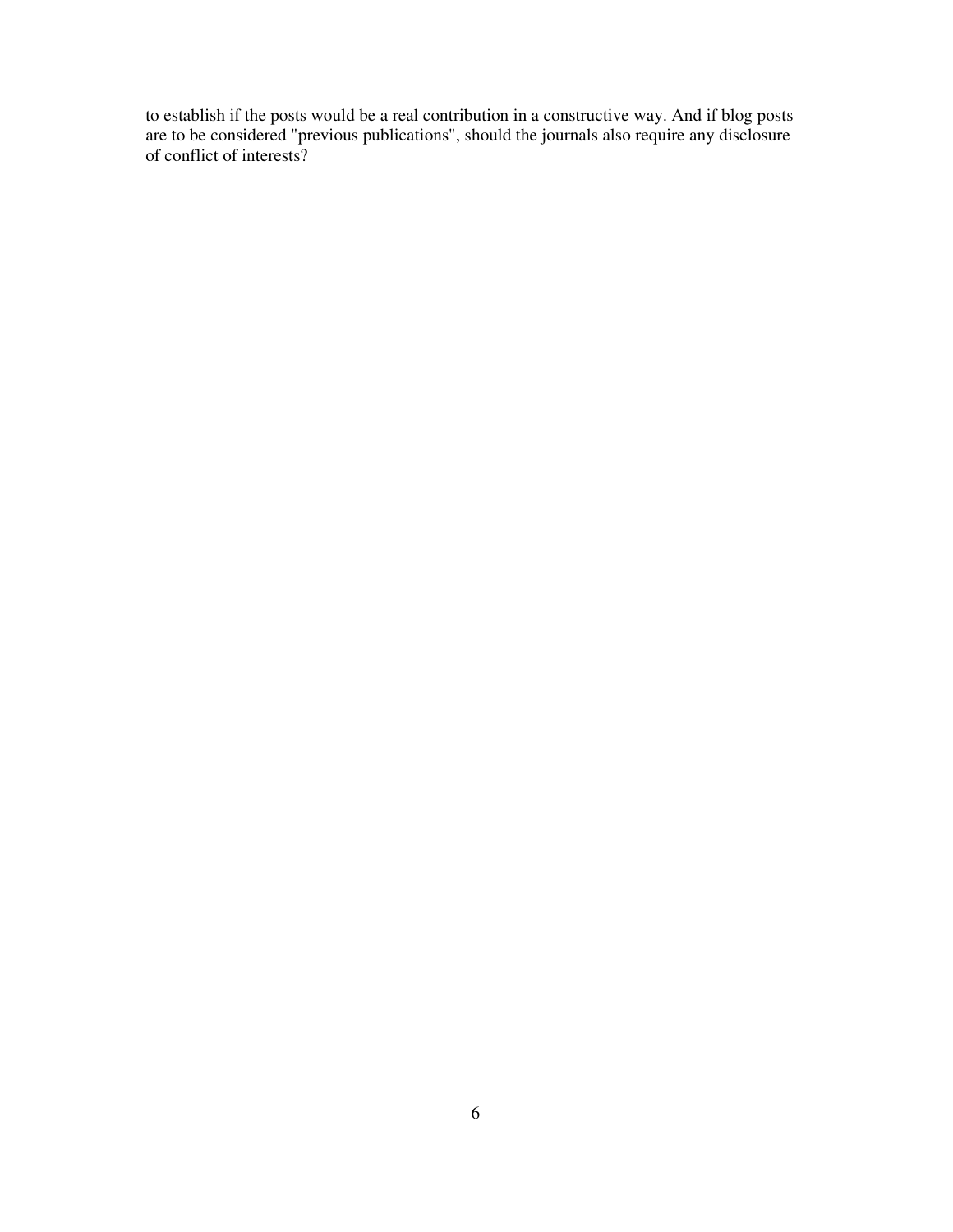to establish if the posts would be a real contribution in a constructive way. And if blog posts are to be considered "previous publications", should the journals also require any disclosure of conflict of interests?